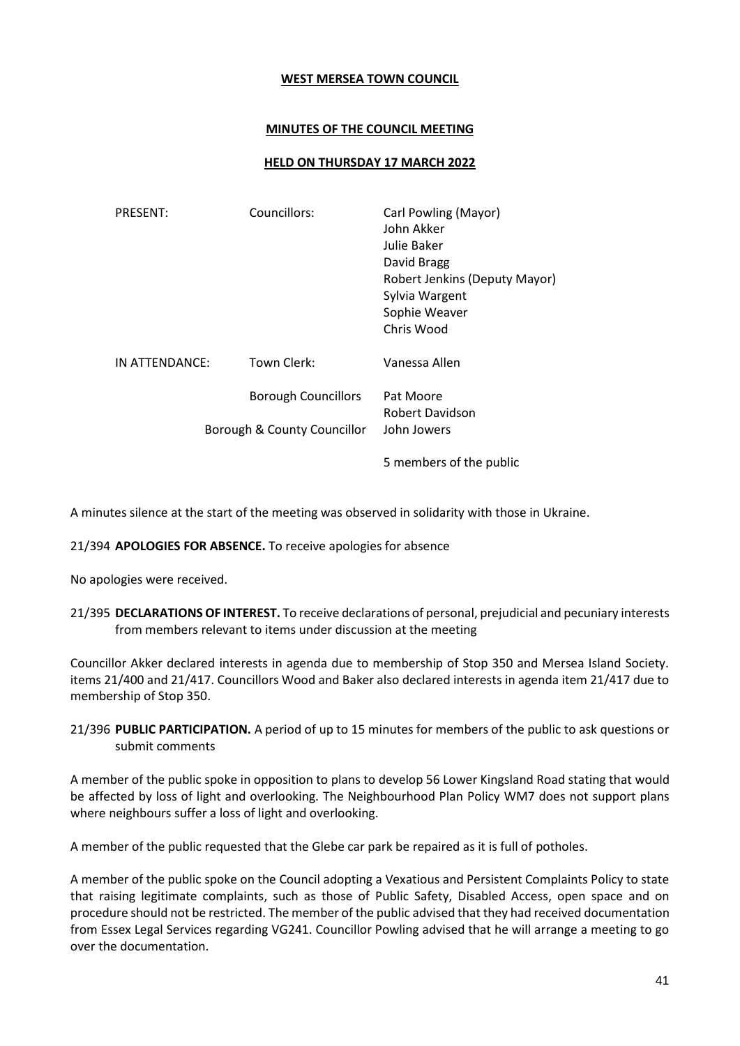**WEST MERSEA TOWN COUNCIL**

**MINUTES OF THE COUNCIL MEETING**

**HELD ON THURSDAY 17 MARCH 2022**

| | | |
|---|---|---|
| PRESENT: | Councillors: | Carl Powling (Mayor) |
| | | John Akker |
| | | Julie Baker |
| | | David Bragg |
| | | Robert Jenkins (Deputy Mayor) |
| | | Sylvia Wargent |
| | | Sophie Weaver |
| | | Chris Wood |
| IN ATTENDANCE: | Town Clerk: | Vanessa Allen |
| | Borough Councillors | Pat Moore |
| | | Robert Davidson |
| | Borough & County Councillor | John Jowers |
| | | 5 members of the public |

A minutes silence at the start of the meeting was observed in solidarity with those in Ukraine.

21/394 **APOLOGIES FOR ABSENCE.** To receive apologies for absence

No apologies were received.

21/395 **DECLARATIONS OF INTEREST.** To receive declarations of personal, prejudicial and pecuniary interests from members relevant to items under discussion at the meeting

Councillor Akker declared interests in agenda due to membership of Stop 350 and Mersea Island Society. items 21/400 and 21/417. Councillors Wood and Baker also declared interests in agenda item 21/417 due to membership of Stop 350.

21/396 **PUBLIC PARTICIPATION.** A period of up to 15 minutes for members of the public to ask questions or submit comments

A member of the public spoke in opposition to plans to develop 56 Lower Kingsland Road stating that would be affected by loss of light and overlooking. The Neighbourhood Plan Policy WM7 does not support plans where neighbours suffer a loss of light and overlooking.

A member of the public requested that the Glebe car park be repaired as it is full of potholes.

A member of the public spoke on the Council adopting a Vexatious and Persistent Complaints Policy to state that raising legitimate complaints, such as those of Public Safety, Disabled Access, open space and on procedure should not be restricted. The member of the public advised that they had received documentation from Essex Legal Services regarding VG241. Councillor Powling advised that he will arrange a meeting to go over the documentation.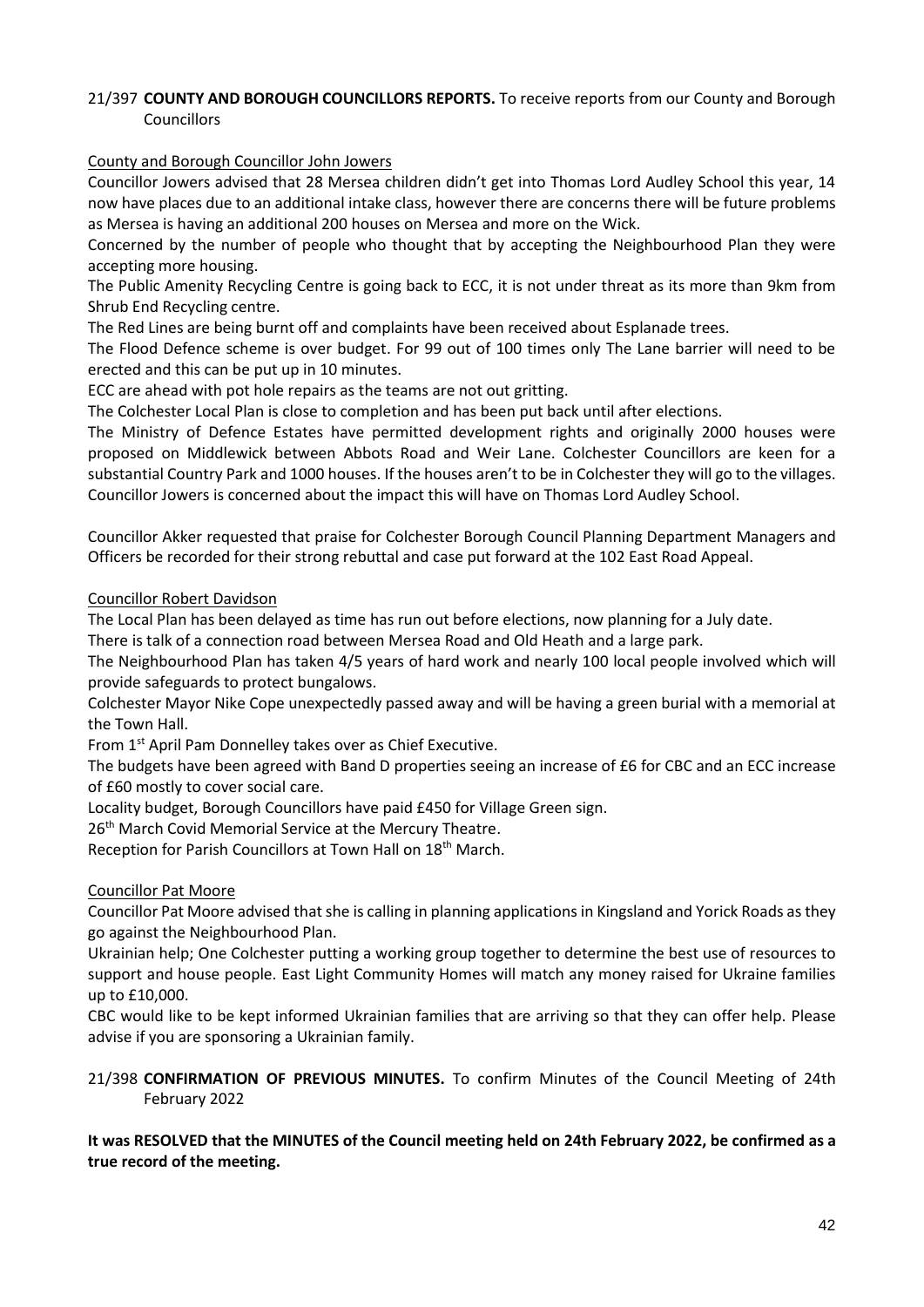21/397 **COUNTY AND BOROUGH COUNCILLORS REPORTS.** To receive reports from our County and Borough Councillors

County and Borough Councillor John Jowers

Councillor Jowers advised that 28 Mersea children didn't get into Thomas Lord Audley School this year, 14 now have places due to an additional intake class, however there are concerns there will be future problems as Mersea is having an additional 200 houses on Mersea and more on the Wick.

Concerned by the number of people who thought that by accepting the Neighbourhood Plan they were accepting more housing.

The Public Amenity Recycling Centre is going back to ECC, it is not under threat as its more than 9km from Shrub End Recycling centre.

The Red Lines are being burnt off and complaints have been received about Esplanade trees.

The Flood Defence scheme is over budget. For 99 out of 100 times only The Lane barrier will need to be erected and this can be put up in 10 minutes.

ECC are ahead with pot hole repairs as the teams are not out gritting.

The Colchester Local Plan is close to completion and has been put back until after elections.

The Ministry of Defence Estates have permitted development rights and originally 2000 houses were proposed on Middlewick between Abbots Road and Weir Lane. Colchester Councillors are keen for a substantial Country Park and 1000 houses. If the houses aren't to be in Colchester they will go to the villages. Councillor Jowers is concerned about the impact this will have on Thomas Lord Audley School.

Councillor Akker requested that praise for Colchester Borough Council Planning Department Managers and Officers be recorded for their strong rebuttal and case put forward at the 102 East Road Appeal.

Councillor Robert Davidson

The Local Plan has been delayed as time has run out before elections, now planning for a July date.

There is talk of a connection road between Mersea Road and Old Heath and a large park.

The Neighbourhood Plan has taken 4/5 years of hard work and nearly 100 local people involved which will provide safeguards to protect bungalows.

Colchester Mayor Nike Cope unexpectedly passed away and will be having a green burial with a memorial at the Town Hall.

From 1st April Pam Donnelley takes over as Chief Executive.

The budgets have been agreed with Band D properties seeing an increase of £6 for CBC and an ECC increase of £60 mostly to cover social care.

Locality budget, Borough Councillors have paid £450 for Village Green sign.

26th March Covid Memorial Service at the Mercury Theatre.

Reception for Parish Councillors at Town Hall on 18th March.

Councillor Pat Moore

Councillor Pat Moore advised that she is calling in planning applications in Kingsland and Yorick Roads as they go against the Neighbourhood Plan.

Ukrainian help; One Colchester putting a working group together to determine the best use of resources to support and house people. East Light Community Homes will match any money raised for Ukraine families up to £10,000.

CBC would like to be kept informed Ukrainian families that are arriving so that they can offer help. Please advise if you are sponsoring a Ukrainian family.

21/398 **CONFIRMATION OF PREVIOUS MINUTES.** To confirm Minutes of the Council Meeting of 24th February 2022

**It was RESOLVED that the MINUTES of the Council meeting held on 24th February 2022, be confirmed as a true record of the meeting.**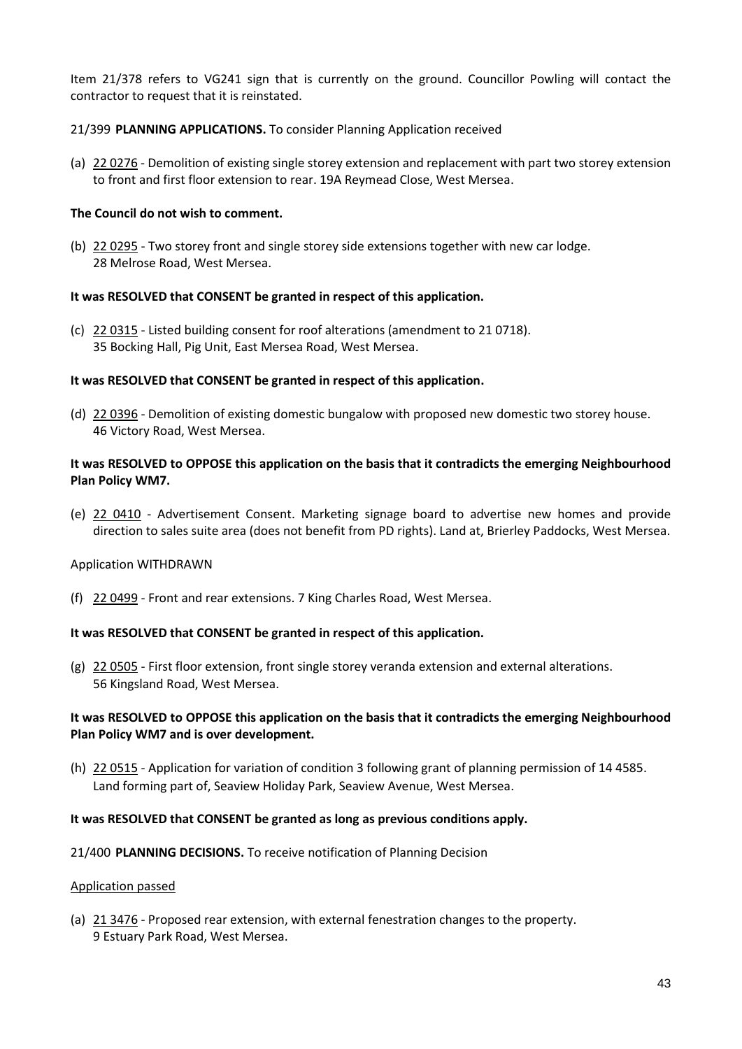Item 21/378 refers to VG241 sign that is currently on the ground. Councillor Powling will contact the contractor to request that it is reinstated.

21/399 **PLANNING APPLICATIONS.** To consider Planning Application received

(a) 22 0276 - Demolition of existing single storey extension and replacement with part two storey extension to front and first floor extension to rear. 19A Reymead Close, West Mersea.

**The Council do not wish to comment.**

(b) 22 0295 - Two storey front and single storey side extensions together with new car lodge. 28 Melrose Road, West Mersea.

**It was RESOLVED that CONSENT be granted in respect of this application.**

(c) 22 0315 - Listed building consent for roof alterations (amendment to 21 0718). 35 Bocking Hall, Pig Unit, East Mersea Road, West Mersea.

**It was RESOLVED that CONSENT be granted in respect of this application.**

(d) 22 0396 - Demolition of existing domestic bungalow with proposed new domestic two storey house. 46 Victory Road, West Mersea.

**It was RESOLVED to OPPOSE this application on the basis that it contradicts the emerging Neighbourhood Plan Policy WM7.**

(e) 22 0410 - Advertisement Consent. Marketing signage board to advertise new homes and provide direction to sales suite area (does not benefit from PD rights). Land at, Brierley Paddocks, West Mersea.

Application WITHDRAWN

(f) 22 0499 - Front and rear extensions. 7 King Charles Road, West Mersea.

**It was RESOLVED that CONSENT be granted in respect of this application.**

(g) 22 0505 - First floor extension, front single storey veranda extension and external alterations. 56 Kingsland Road, West Mersea.

**It was RESOLVED to OPPOSE this application on the basis that it contradicts the emerging Neighbourhood Plan Policy WM7 and is over development.**

(h) 22 0515 - Application for variation of condition 3 following grant of planning permission of 14 4585. Land forming part of, Seaview Holiday Park, Seaview Avenue, West Mersea.

**It was RESOLVED that CONSENT be granted as long as previous conditions apply.**

21/400 **PLANNING DECISIONS.** To receive notification of Planning Decision

Application passed

(a) 21 3476 - Proposed rear extension, with external fenestration changes to the property. 9 Estuary Park Road, West Mersea.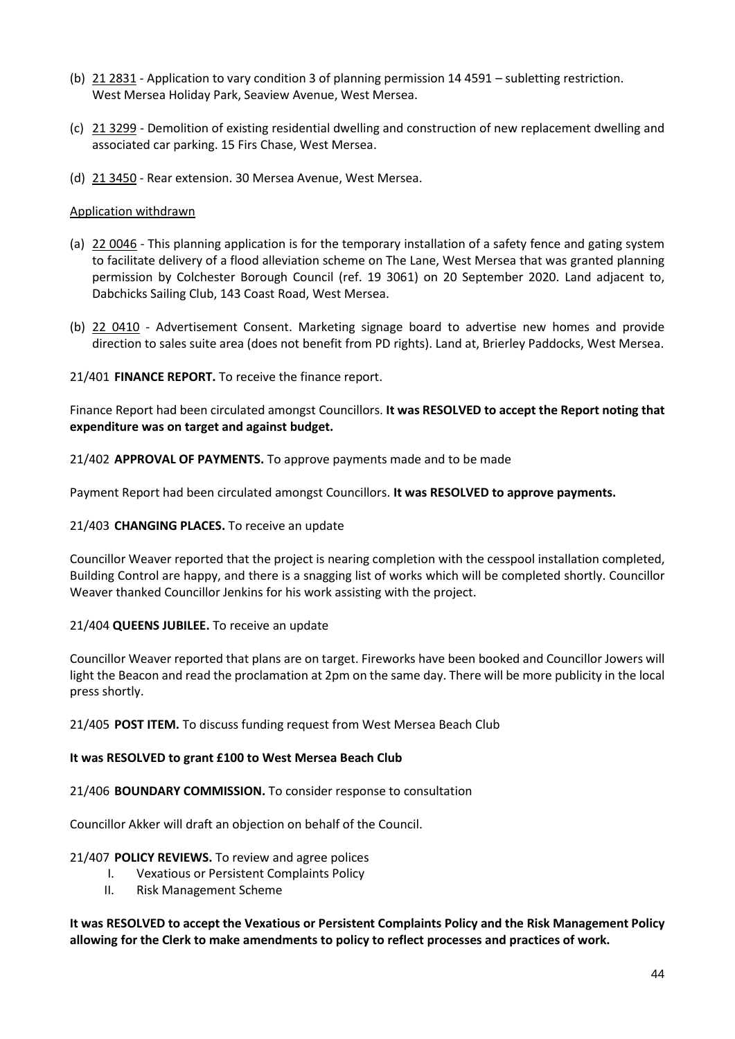(b) 21 2831 - Application to vary condition 3 of planning permission 14 4591 – subletting restriction. West Mersea Holiday Park, Seaview Avenue, West Mersea.

(c) 21 3299 - Demolition of existing residential dwelling and construction of new replacement dwelling and associated car parking. 15 Firs Chase, West Mersea.

(d) 21 3450 - Rear extension. 30 Mersea Avenue, West Mersea.

Application withdrawn

(a) 22 0046 - This planning application is for the temporary installation of a safety fence and gating system to facilitate delivery of a flood alleviation scheme on The Lane, West Mersea that was granted planning permission by Colchester Borough Council (ref. 19 3061) on 20 September 2020. Land adjacent to, Dabchicks Sailing Club, 143 Coast Road, West Mersea.

(b) 22 0410 - Advertisement Consent. Marketing signage board to advertise new homes and provide direction to sales suite area (does not benefit from PD rights). Land at, Brierley Paddocks, West Mersea.

21/401 **FINANCE REPORT.** To receive the finance report.

Finance Report had been circulated amongst Councillors. **It was RESOLVED to accept the Report noting that expenditure was on target and against budget.**

21/402 **APPROVAL OF PAYMENTS.** To approve payments made and to be made

Payment Report had been circulated amongst Councillors. **It was RESOLVED to approve payments.**

21/403 **CHANGING PLACES.** To receive an update

Councillor Weaver reported that the project is nearing completion with the cesspool installation completed, Building Control are happy, and there is a snagging list of works which will be completed shortly. Councillor Weaver thanked Councillor Jenkins for his work assisting with the project.

21/404 **QUEENS JUBILEE.** To receive an update

Councillor Weaver reported that plans are on target. Fireworks have been booked and Councillor Jowers will light the Beacon and read the proclamation at 2pm on the same day. There will be more publicity in the local press shortly.

21/405 **POST ITEM.** To discuss funding request from West Mersea Beach Club

**It was RESOLVED to grant £100 to West Mersea Beach Club**

21/406 **BOUNDARY COMMISSION.** To consider response to consultation

Councillor Akker will draft an objection on behalf of the Council.

21/407 **POLICY REVIEWS.** To review and agree polices

I. Vexatious or Persistent Complaints Policy
II. Risk Management Scheme

**It was RESOLVED to accept the Vexatious or Persistent Complaints Policy and the Risk Management Policy allowing for the Clerk to make amendments to policy to reflect processes and practices of work.**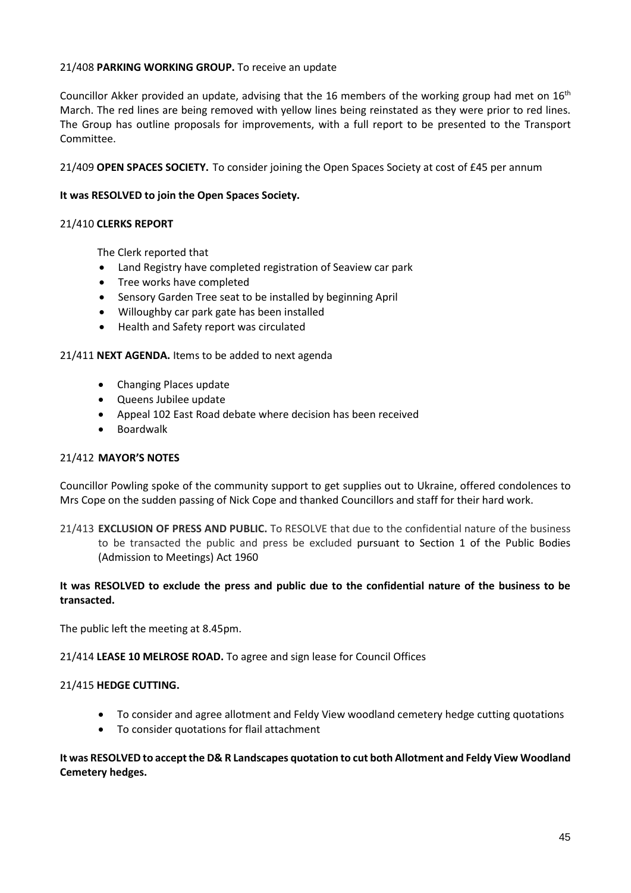21/408 **PARKING WORKING GROUP.** To receive an update

Councillor Akker provided an update, advising that the 16 members of the working group had met on 16th March. The red lines are being removed with yellow lines being reinstated as they were prior to red lines. The Group has outline proposals for improvements, with a full report to be presented to the Transport Committee.

21/409 **OPEN SPACES SOCIETY.** To consider joining the Open Spaces Society at cost of £45 per annum

**It was RESOLVED to join the Open Spaces Society.**

21/410 **CLERKS REPORT**

The Clerk reported that

- Land Registry have completed registration of Seaview car park
- Tree works have completed
- Sensory Garden Tree seat to be installed by beginning April
- Willoughby car park gate has been installed
- Health and Safety report was circulated

21/411 **NEXT AGENDA.** Items to be added to next agenda

- Changing Places update
- Queens Jubilee update
- Appeal 102 East Road debate where decision has been received
- Boardwalk

21/412 **MAYOR'S NOTES**

Councillor Powling spoke of the community support to get supplies out to Ukraine, offered condolences to Mrs Cope on the sudden passing of Nick Cope and thanked Councillors and staff for their hard work.

21/413 **EXCLUSION OF PRESS AND PUBLIC.** To RESOLVE that due to the confidential nature of the business to be transacted the public and press be excluded pursuant to Section 1 of the Public Bodies (Admission to Meetings) Act 1960

**It was RESOLVED to exclude the press and public due to the confidential nature of the business to be transacted.**

The public left the meeting at 8.45pm.

21/414 **LEASE 10 MELROSE ROAD.** To agree and sign lease for Council Offices

21/415 **HEDGE CUTTING.**

- To consider and agree allotment and Feldy View woodland cemetery hedge cutting quotations
- To consider quotations for flail attachment

**It was RESOLVED to accept the D& R Landscapes quotation to cut both Allotment and Feldy View Woodland Cemetery hedges.**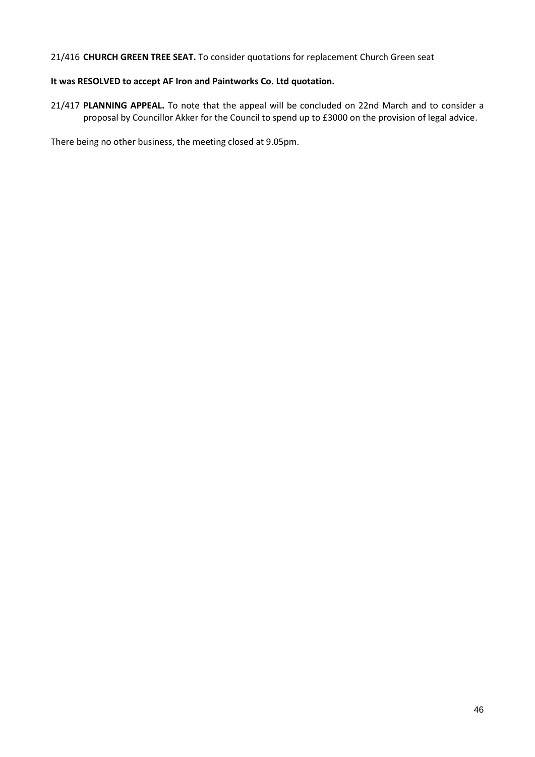21/416 **CHURCH GREEN TREE SEAT.** To consider quotations for replacement Church Green seat

**It was RESOLVED to accept AF Iron and Paintworks Co. Ltd quotation.**

21/417 **PLANNING APPEAL.** To note that the appeal will be concluded on 22nd March and to consider a proposal by Councillor Akker for the Council to spend up to £3000 on the provision of legal advice.

There being no other business, the meeting closed at 9.05pm.